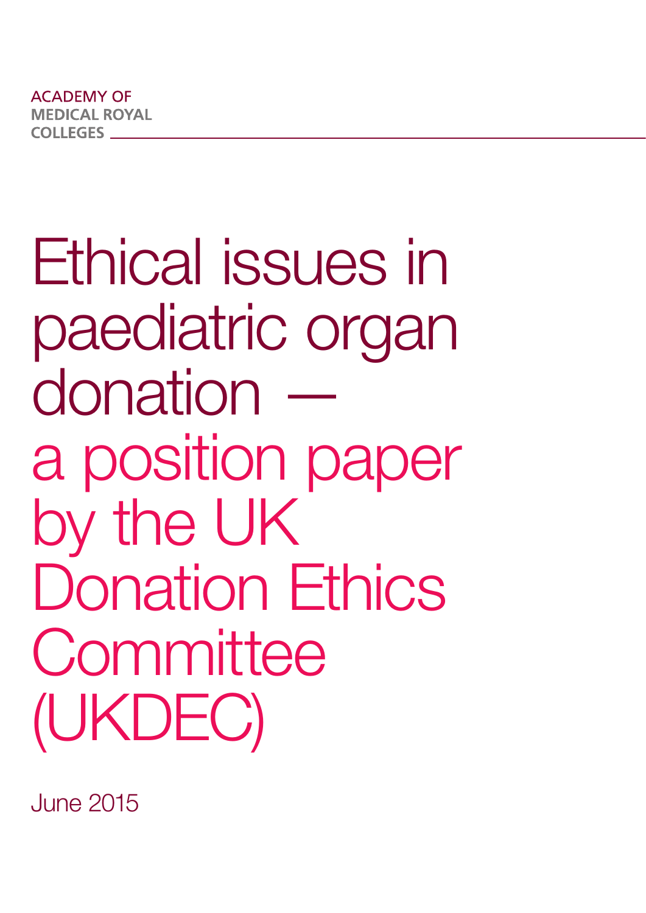ACADEMY OF
MEDICAL ROYAL
COLLEGES

# Ethical issues in paediatric organ donation — a position paper by the UK Donation Ethics Committee (UKDEC)

June 2015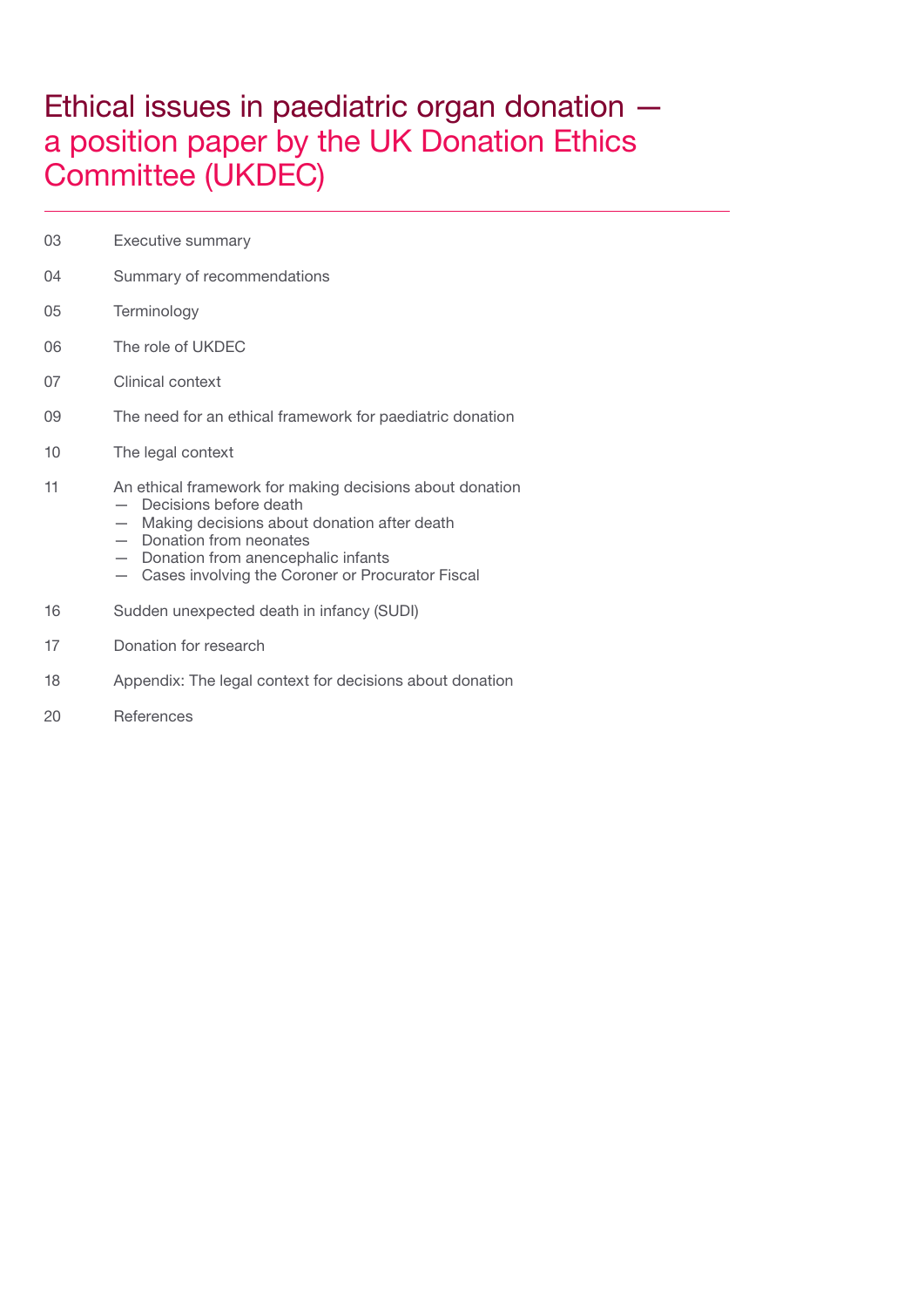# Ethical issues in paediatric organ donation — a position paper by the UK Donation Ethics Committee (UKDEC)

03 Executive summary

04 Summary of recommendations

05 Terminology

06 The role of UKDEC

07 Clinical context

09 The need for an ethical framework for paediatric donation

10 The legal context

11 An ethical framework for making decisions about donation
- Decisions before death
- Making decisions about donation after death
- Donation from neonates
- Donation from anencephalic infants
- Cases involving the Coroner or Procurator Fiscal

16 Sudden unexpected death in infancy (SUDI)

17 Donation for research

18 Appendix: The legal context for decisions about donation

20 References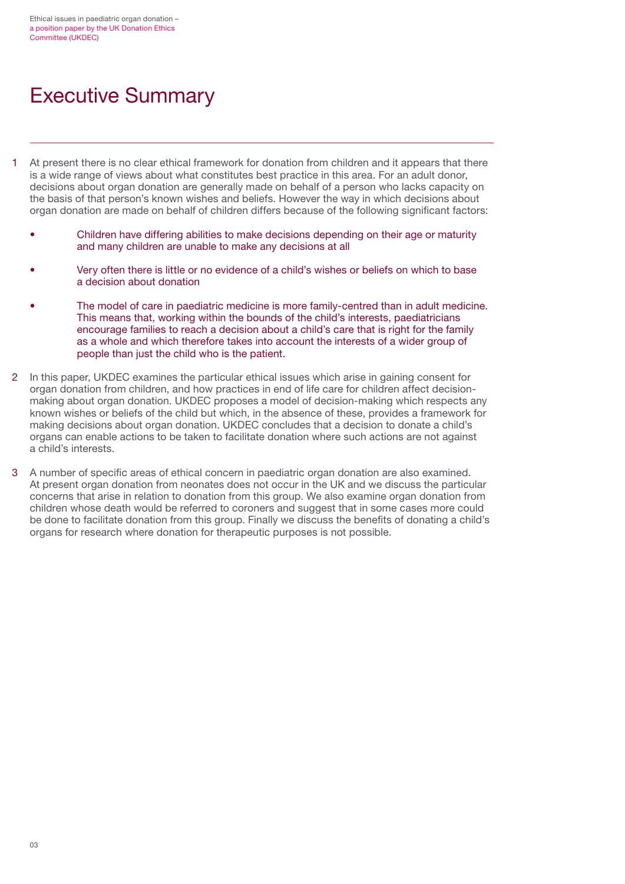# Executive Summary

1 At present there is no clear ethical framework for donation from children and it appears that there is a wide range of views about what constitutes best practice in this area. For an adult donor, decisions about organ donation are generally made on behalf of a person who lacks capacity on the basis of that person's known wishes and beliefs. However the way in which decisions about organ donation are made on behalf of children differs because of the following significant factors:

- Children have differing abilities to make decisions depending on their age or maturity and many children are unable to make any decisions at all
- Very often there is little or no evidence of a child's wishes or beliefs on which to base a decision about donation
- The model of care in paediatric medicine is more family-centred than in adult medicine. This means that, working within the bounds of the child's interests, paediatricians encourage families to reach a decision about a child's care that is right for the family as a whole and which therefore takes into account the interests of a wider group of people than just the child who is the patient.

2 In this paper, UKDEC examines the particular ethical issues which arise in gaining consent for organ donation from children, and how practices in end of life care for children affect decision-making about organ donation. UKDEC proposes a model of decision-making which respects any known wishes or beliefs of the child but which, in the absence of these, provides a framework for making decisions about organ donation. UKDEC concludes that a decision to donate a child's organs can enable actions to be taken to facilitate donation where such actions are not against a child's interests.

3 A number of specific areas of ethical concern in paediatric organ donation are also examined. At present organ donation from neonates does not occur in the UK and we discuss the particular concerns that arise in relation to donation from this group. We also examine organ donation from children whose death would be referred to coroners and suggest that in some cases more could be done to facilitate donation from this group. Finally we discuss the benefits of donating a child's organs for research where donation for therapeutic purposes is not possible.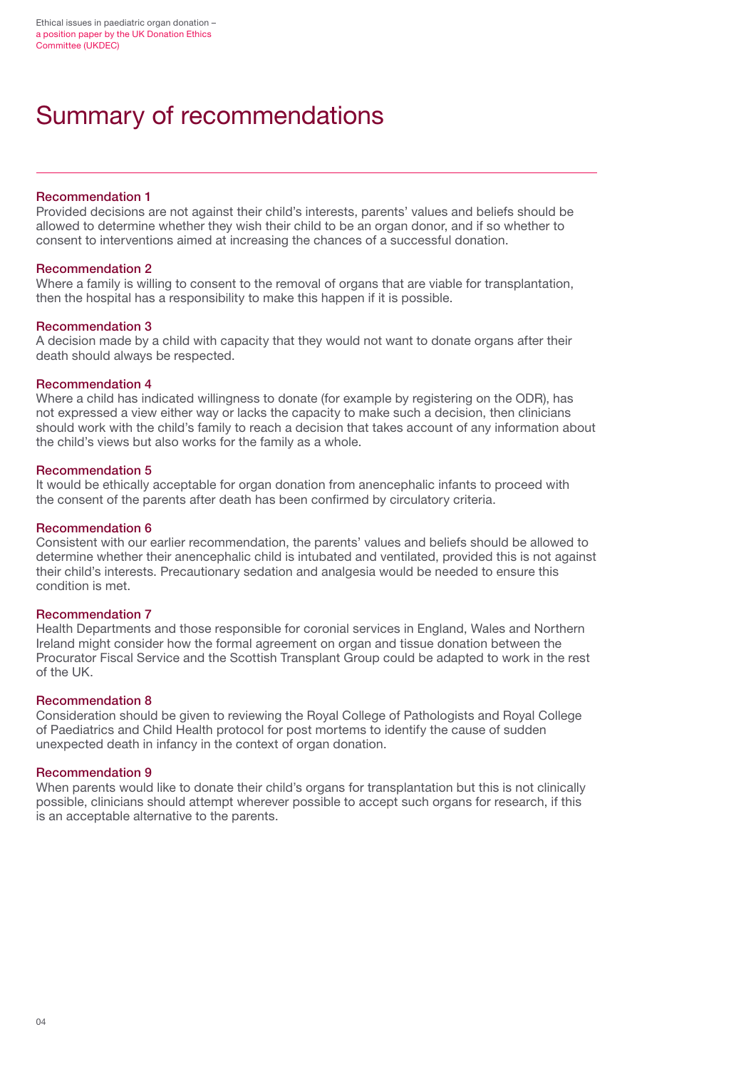# Summary of recommendations

### Recommendation 1

Provided decisions are not against their child's interests, parents' values and beliefs should be allowed to determine whether they wish their child to be an organ donor, and if so whether to consent to interventions aimed at increasing the chances of a successful donation.

### Recommendation 2

Where a family is willing to consent to the removal of organs that are viable for transplantation, then the hospital has a responsibility to make this happen if it is possible.

### Recommendation 3

A decision made by a child with capacity that they would not want to donate organs after their death should always be respected.

### Recommendation 4

Where a child has indicated willingness to donate (for example by registering on the ODR), has not expressed a view either way or lacks the capacity to make such a decision, then clinicians should work with the child's family to reach a decision that takes account of any information about the child's views but also works for the family as a whole.

### Recommendation 5

It would be ethically acceptable for organ donation from anencephalic infants to proceed with the consent of the parents after death has been confirmed by circulatory criteria.

### Recommendation 6

Consistent with our earlier recommendation, the parents' values and beliefs should be allowed to determine whether their anencephalic child is intubated and ventilated, provided this is not against their child's interests. Precautionary sedation and analgesia would be needed to ensure this condition is met.

### Recommendation 7

Health Departments and those responsible for coronial services in England, Wales and Northern Ireland might consider how the formal agreement on organ and tissue donation between the Procurator Fiscal Service and the Scottish Transplant Group could be adapted to work in the rest of the UK.

### Recommendation 8

Consideration should be given to reviewing the Royal College of Pathologists and Royal College of Paediatrics and Child Health protocol for post mortems to identify the cause of sudden unexpected death in infancy in the context of organ donation.

### Recommendation 9

When parents would like to donate their child's organs for transplantation but this is not clinically possible, clinicians should attempt wherever possible to accept such organs for research, if this is an acceptable alternative to the parents.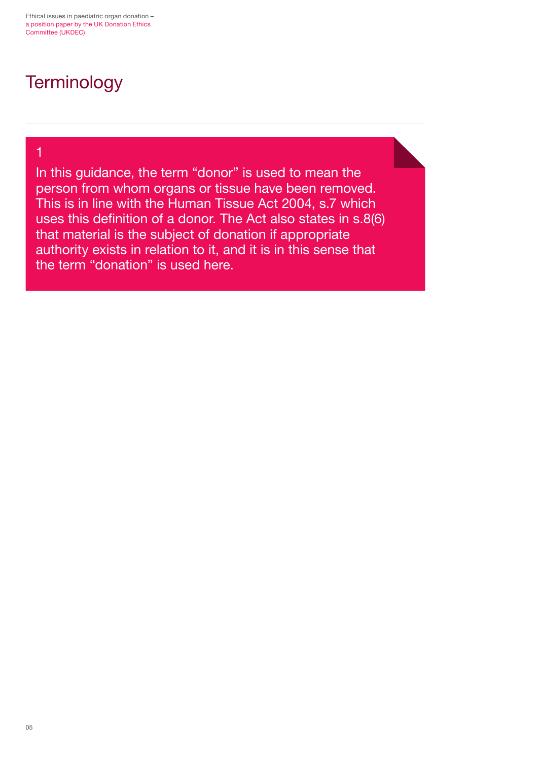# Terminology

1

In this guidance, the term "donor" is used to mean the person from whom organs or tissue have been removed. This is in line with the Human Tissue Act 2004, s.7 which uses this definition of a donor. The Act also states in s.8(6) that material is the subject of donation if appropriate authority exists in relation to it, and it is in this sense that the term "donation" is used here.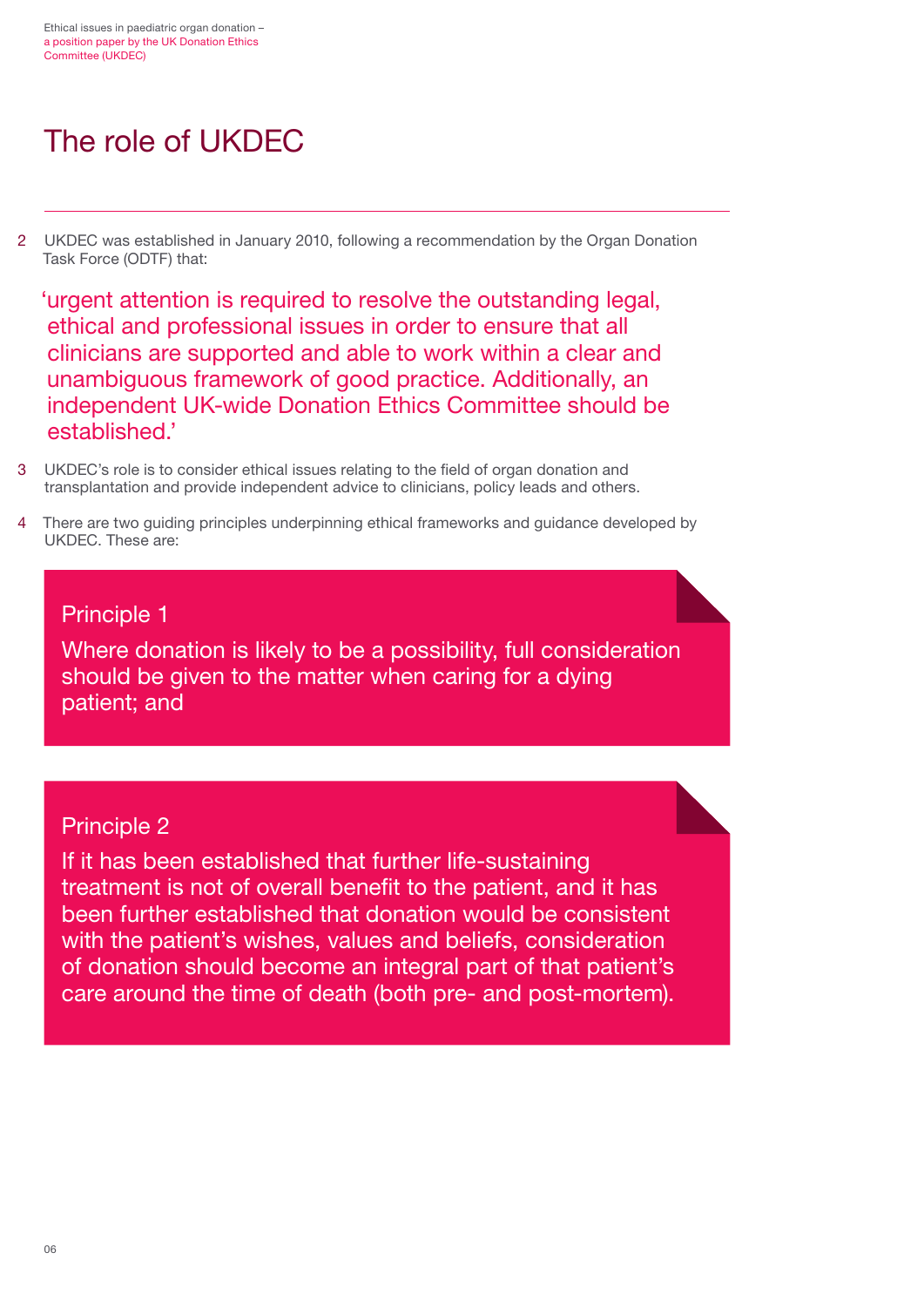# The role of UKDEC

2 UKDEC was established in January 2010, following a recommendation by the Organ Donation Task Force (ODTF) that:

> 'urgent attention is required to resolve the outstanding legal, ethical and professional issues in order to ensure that all clinicians are supported and able to work within a clear and unambiguous framework of good practice. Additionally, an independent UK-wide Donation Ethics Committee should be established.'

3 UKDEC's role is to consider ethical issues relating to the field of organ donation and transplantation and provide independent advice to clinicians, policy leads and others.

4 There are two guiding principles underpinning ethical frameworks and guidance developed by UKDEC. These are:

**Principle 1**

Where donation is likely to be a possibility, full consideration should be given to the matter when caring for a dying patient; and

**Principle 2**

If it has been established that further life-sustaining treatment is not of overall benefit to the patient, and it has been further established that donation would be consistent with the patient's wishes, values and beliefs, consideration of donation should become an integral part of that patient's care around the time of death (both pre- and post-mortem).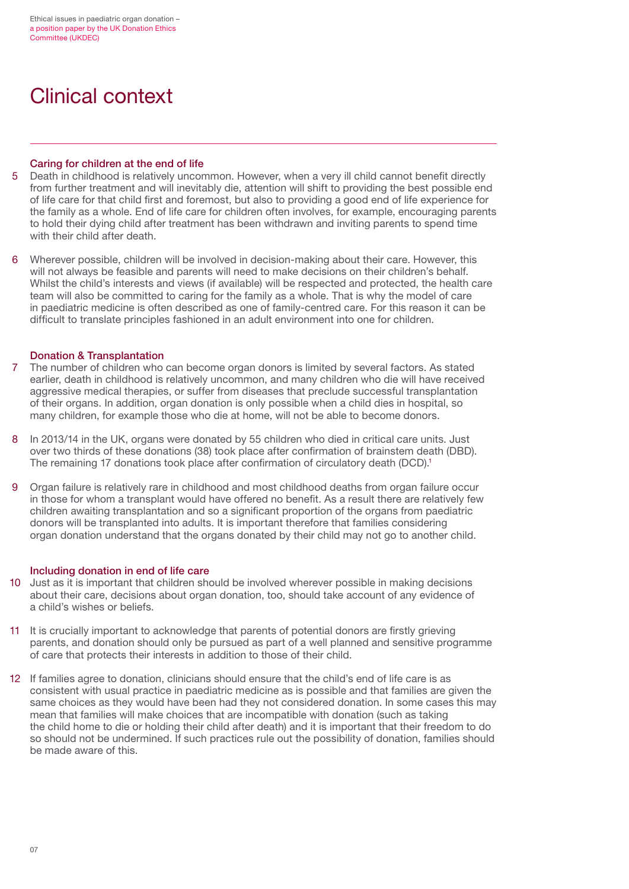# Clinical context

## Caring for children at the end of life

5 Death in childhood is relatively uncommon. However, when a very ill child cannot benefit directly from further treatment and will inevitably die, attention will shift to providing the best possible end of life care for that child first and foremost, but also to providing a good end of life experience for the family as a whole. End of life care for children often involves, for example, encouraging parents to hold their dying child after treatment has been withdrawn and inviting parents to spend time with their child after death.

6 Wherever possible, children will be involved in decision-making about their care. However, this will not always be feasible and parents will need to make decisions on their children's behalf. Whilst the child's interests and views (if available) will be respected and protected, the health care team will also be committed to caring for the family as a whole. That is why the model of care in paediatric medicine is often described as one of family-centred care. For this reason it can be difficult to translate principles fashioned in an adult environment into one for children.

## Donation & Transplantation

7 The number of children who can become organ donors is limited by several factors. As stated earlier, death in childhood is relatively uncommon, and many children who die will have received aggressive medical therapies, or suffer from diseases that preclude successful transplantation of their organs. In addition, organ donation is only possible when a child dies in hospital, so many children, for example those who die at home, will not be able to become donors.

8 In 2013/14 in the UK, organs were donated by 55 children who died in critical care units. Just over two thirds of these donations (38) took place after confirmation of brainstem death (DBD). The remaining 17 donations took place after confirmation of circulatory death (DCD).[1]

9 Organ failure is relatively rare in childhood and most childhood deaths from organ failure occur in those for whom a transplant would have offered no benefit. As a result there are relatively few children awaiting transplantation and so a significant proportion of the organs from paediatric donors will be transplanted into adults. It is important therefore that families considering organ donation understand that the organs donated by their child may not go to another child.

## Including donation in end of life care

10 Just as it is important that children should be involved wherever possible in making decisions about their care, decisions about organ donation, too, should take account of any evidence of a child's wishes or beliefs.

11 It is crucially important to acknowledge that parents of potential donors are firstly grieving parents, and donation should only be pursued as part of a well planned and sensitive programme of care that protects their interests in addition to those of their child.

12 If families agree to donation, clinicians should ensure that the child's end of life care is as consistent with usual practice in paediatric medicine as is possible and that families are given the same choices as they would have been had they not considered donation. In some cases this may mean that families will make choices that are incompatible with donation (such as taking the child home to die or holding their child after death) and it is important that their freedom to do so should not be undermined. If such practices rule out the possibility of donation, families should be made aware of this.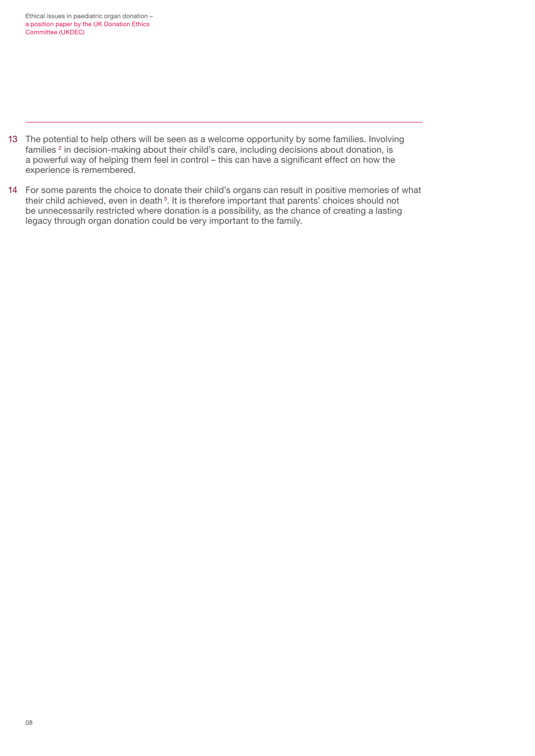13 The potential to help others will be seen as a welcome opportunity by some families. Involving families [2] in decision-making about their child's care, including decisions about donation, is a powerful way of helping them feel in control – this can have a significant effect on how the experience is remembered.

14 For some parents the choice to donate their child's organs can result in positive memories of what their child achieved, even in death [3]. It is therefore important that parents' choices should not be unnecessarily restricted where donation is a possibility, as the chance of creating a lasting legacy through organ donation could be very important to the family.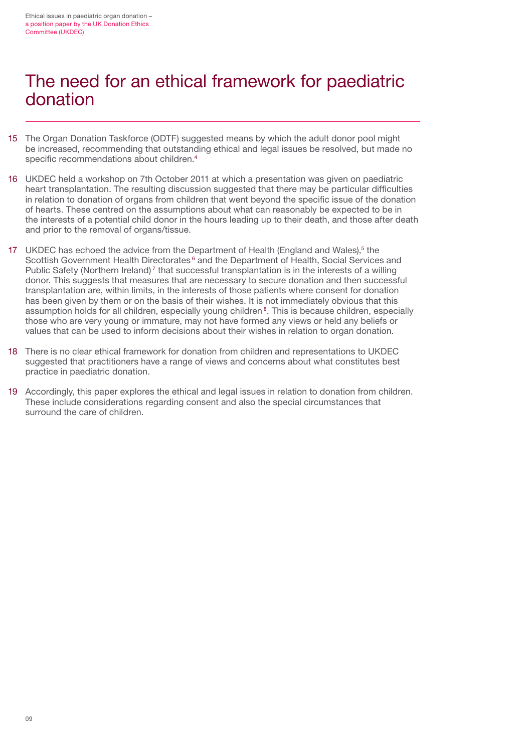# The need for an ethical framework for paediatric donation

15 The Organ Donation Taskforce (ODTF) suggested means by which the adult donor pool might be increased, recommending that outstanding ethical and legal issues be resolved, but made no specific recommendations about children.[4]

16 UKDEC held a workshop on 7th October 2011 at which a presentation was given on paediatric heart transplantation. The resulting discussion suggested that there may be particular difficulties in relation to donation of organs from children that went beyond the specific issue of the donation of hearts. These centred on the assumptions about what can reasonably be expected to be in the interests of a potential child donor in the hours leading up to their death, and those after death and prior to the removal of organs/tissue.

17 UKDEC has echoed the advice from the Department of Health (England and Wales),[5] the Scottish Government Health Directorates[6] and the Department of Health, Social Services and Public Safety (Northern Ireland)[7] that successful transplantation is in the interests of a willing donor. This suggests that measures that are necessary to secure donation and then successful transplantation are, within limits, in the interests of those patients where consent for donation has been given by them or on the basis of their wishes. It is not immediately obvious that this assumption holds for all children, especially young children[8]. This is because children, especially those who are very young or immature, may not have formed any views or held any beliefs or values that can be used to inform decisions about their wishes in relation to organ donation.

18 There is no clear ethical framework for donation from children and representations to UKDEC suggested that practitioners have a range of views and concerns about what constitutes best practice in paediatric donation.

19 Accordingly, this paper explores the ethical and legal issues in relation to donation from children. These include considerations regarding consent and also the special circumstances that surround the care of children.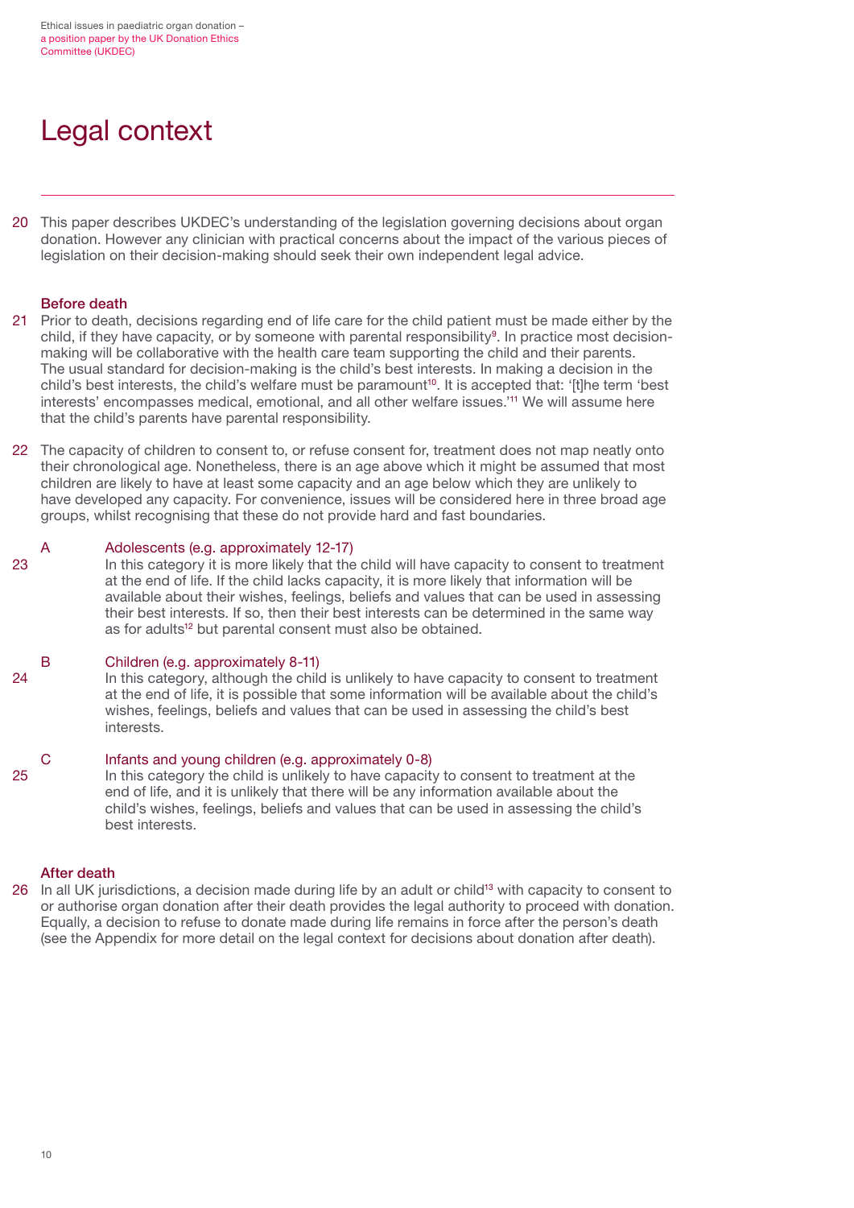# Legal context

20 This paper describes UKDEC's understanding of the legislation governing decisions about organ donation. However any clinician with practical concerns about the impact of the various pieces of legislation on their decision-making should seek their own independent legal advice.

## Before death

21 Prior to death, decisions regarding end of life care for the child patient must be made either by the child, if they have capacity, or by someone with parental responsibility[9]. In practice most decision-making will be collaborative with the health care team supporting the child and their parents. The usual standard for decision-making is the child's best interests. In making a decision in the child's best interests, the child's welfare must be paramount[10]. It is accepted that: '[t]he term 'best interests' encompasses medical, emotional, and all other welfare issues.'[11] We will assume here that the child's parents have parental responsibility.

22 The capacity of children to consent to, or refuse consent for, treatment does not map neatly onto their chronological age. Nonetheless, there is an age above which it might be assumed that most children are likely to have at least some capacity and an age below which they are unlikely to have developed any capacity. For convenience, issues will be considered here in three broad age groups, whilst recognising that these do not provide hard and fast boundaries.

### A Adolescents (e.g. approximately 12-17)

23 In this category it is more likely that the child will have capacity to consent to treatment at the end of life. If the child lacks capacity, it is more likely that information will be available about their wishes, feelings, beliefs and values that can be used in assessing their best interests. If so, then their best interests can be determined in the same way as for adults[12] but parental consent must also be obtained.

### B Children (e.g. approximately 8-11)

24 In this category, although the child is unlikely to have capacity to consent to treatment at the end of life, it is possible that some information will be available about the child's wishes, feelings, beliefs and values that can be used in assessing the child's best interests.

### C Infants and young children (e.g. approximately 0-8)

25 In this category the child is unlikely to have capacity to consent to treatment at the end of life, and it is unlikely that there will be any information available about the child's wishes, feelings, beliefs and values that can be used in assessing the child's best interests.

## After death

26 In all UK jurisdictions, a decision made during life by an adult or child[13] with capacity to consent to or authorise organ donation after their death provides the legal authority to proceed with donation. Equally, a decision to refuse to donate made during life remains in force after the person's death (see the Appendix for more detail on the legal context for decisions about donation after death).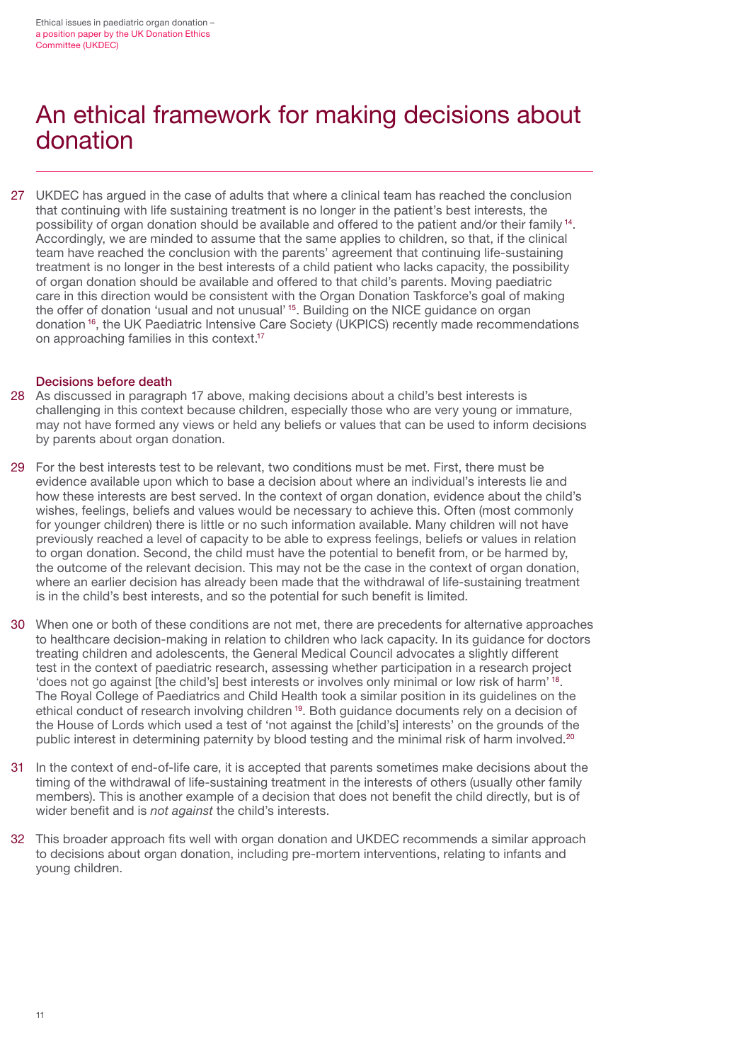# An ethical framework for making decisions about donation

27 UKDEC has argued in the case of adults that where a clinical team has reached the conclusion that continuing with life sustaining treatment is no longer in the patient's best interests, the possibility of organ donation should be available and offered to the patient and/or their family [14]. Accordingly, we are minded to assume that the same applies to children, so that, if the clinical team have reached the conclusion with the parents' agreement that continuing life-sustaining treatment is no longer in the best interests of a child patient who lacks capacity, the possibility of organ donation should be available and offered to that child's parents. Moving paediatric care in this direction would be consistent with the Organ Donation Taskforce's goal of making the offer of donation 'usual and not unusual' [15]. Building on the NICE guidance on organ donation [16], the UK Paediatric Intensive Care Society (UKPICS) recently made recommendations on approaching families in this context.[17]

### Decisions before death

28 As discussed in paragraph 17 above, making decisions about a child's best interests is challenging in this context because children, especially those who are very young or immature, may not have formed any views or held any beliefs or values that can be used to inform decisions by parents about organ donation.

29 For the best interests test to be relevant, two conditions must be met. First, there must be evidence available upon which to base a decision about where an individual's interests lie and how these interests are best served. In the context of organ donation, evidence about the child's wishes, feelings, beliefs and values would be necessary to achieve this. Often (most commonly for younger children) there is little or no such information available. Many children will not have previously reached a level of capacity to be able to express feelings, beliefs or values in relation to organ donation. Second, the child must have the potential to benefit from, or be harmed by, the outcome of the relevant decision. This may not be the case in the context of organ donation, where an earlier decision has already been made that the withdrawal of life-sustaining treatment is in the child's best interests, and so the potential for such benefit is limited.

30 When one or both of these conditions are not met, there are precedents for alternative approaches to healthcare decision-making in relation to children who lack capacity. In its guidance for doctors treating children and adolescents, the General Medical Council advocates a slightly different test in the context of paediatric research, assessing whether participation in a research project 'does not go against [the child's] best interests or involves only minimal or low risk of harm' [18]. The Royal College of Paediatrics and Child Health took a similar position in its guidelines on the ethical conduct of research involving children [19]. Both guidance documents rely on a decision of the House of Lords which used a test of 'not against the [child's] interests' on the grounds of the public interest in determining paternity by blood testing and the minimal risk of harm involved.[20]

31 In the context of end-of-life care, it is accepted that parents sometimes make decisions about the timing of the withdrawal of life-sustaining treatment in the interests of others (usually other family members). This is another example of a decision that does not benefit the child directly, but is of wider benefit and is *not against* the child's interests.

32 This broader approach fits well with organ donation and UKDEC recommends a similar approach to decisions about organ donation, including pre-mortem interventions, relating to infants and young children.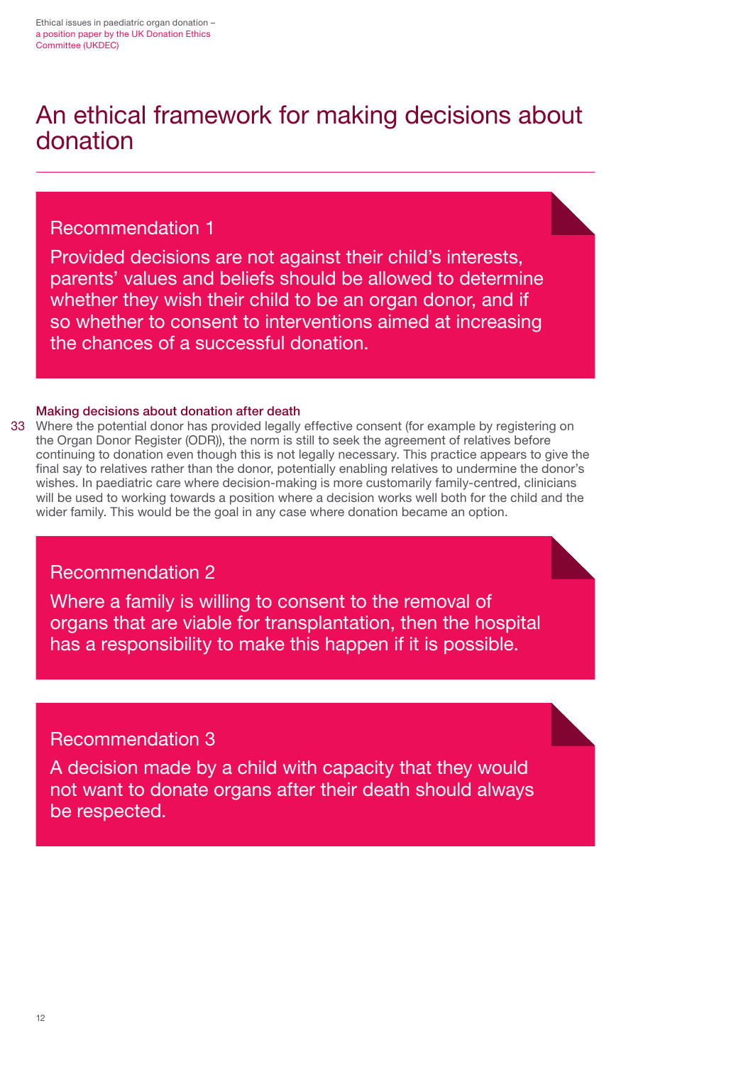# An ethical framework for making decisions about donation

> **Recommendation 1**
>
> Provided decisions are not against their child's interests, parents' values and beliefs should be allowed to determine whether they wish their child to be an organ donor, and if so whether to consent to interventions aimed at increasing the chances of a successful donation.

### Making decisions about donation after death

33 Where the potential donor has provided legally effective consent (for example by registering on the Organ Donor Register (ODR)), the norm is still to seek the agreement of relatives before continuing to donation even though this is not legally necessary. This practice appears to give the final say to relatives rather than the donor, potentially enabling relatives to undermine the donor's wishes. In paediatric care where decision-making is more customarily family-centred, clinicians will be used to working towards a position where a decision works well both for the child and the wider family. This would be the goal in any case where donation became an option.

> **Recommendation 2**
>
> Where a family is willing to consent to the removal of organs that are viable for transplantation, then the hospital has a responsibility to make this happen if it is possible.

> **Recommendation 3**
>
> A decision made by a child with capacity that they would not want to donate organs after their death should always be respected.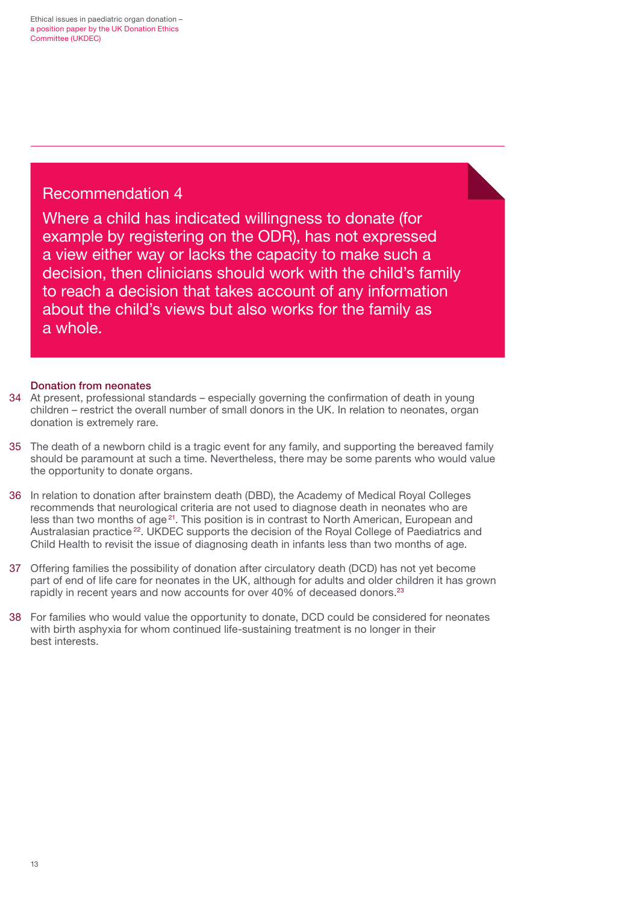**Recommendation 4**

**Where a child has indicated willingness to donate (for example by registering on the ODR), has not expressed a view either way or lacks the capacity to make such a decision, then clinicians should work with the child's family to reach a decision that takes account of any information about the child's views but also works for the family as a whole.**

### Donation from neonates

34 At present, professional standards – especially governing the confirmation of death in young children – restrict the overall number of small donors in the UK. In relation to neonates, organ donation is extremely rare.

35 The death of a newborn child is a tragic event for any family, and supporting the bereaved family should be paramount at such a time. Nevertheless, there may be some parents who would value the opportunity to donate organs.

36 In relation to donation after brainstem death (DBD), the Academy of Medical Royal Colleges recommends that neurological criteria are not used to diagnose death in neonates who are less than two months of age[21]. This position is in contrast to North American, European and Australasian practice[22]. UKDEC supports the decision of the Royal College of Paediatrics and Child Health to revisit the issue of diagnosing death in infants less than two months of age.

37 Offering families the possibility of donation after circulatory death (DCD) has not yet become part of end of life care for neonates in the UK, although for adults and older children it has grown rapidly in recent years and now accounts for over 40% of deceased donors.[23]

38 For families who would value the opportunity to donate, DCD could be considered for neonates with birth asphyxia for whom continued life-sustaining treatment is no longer in their best interests.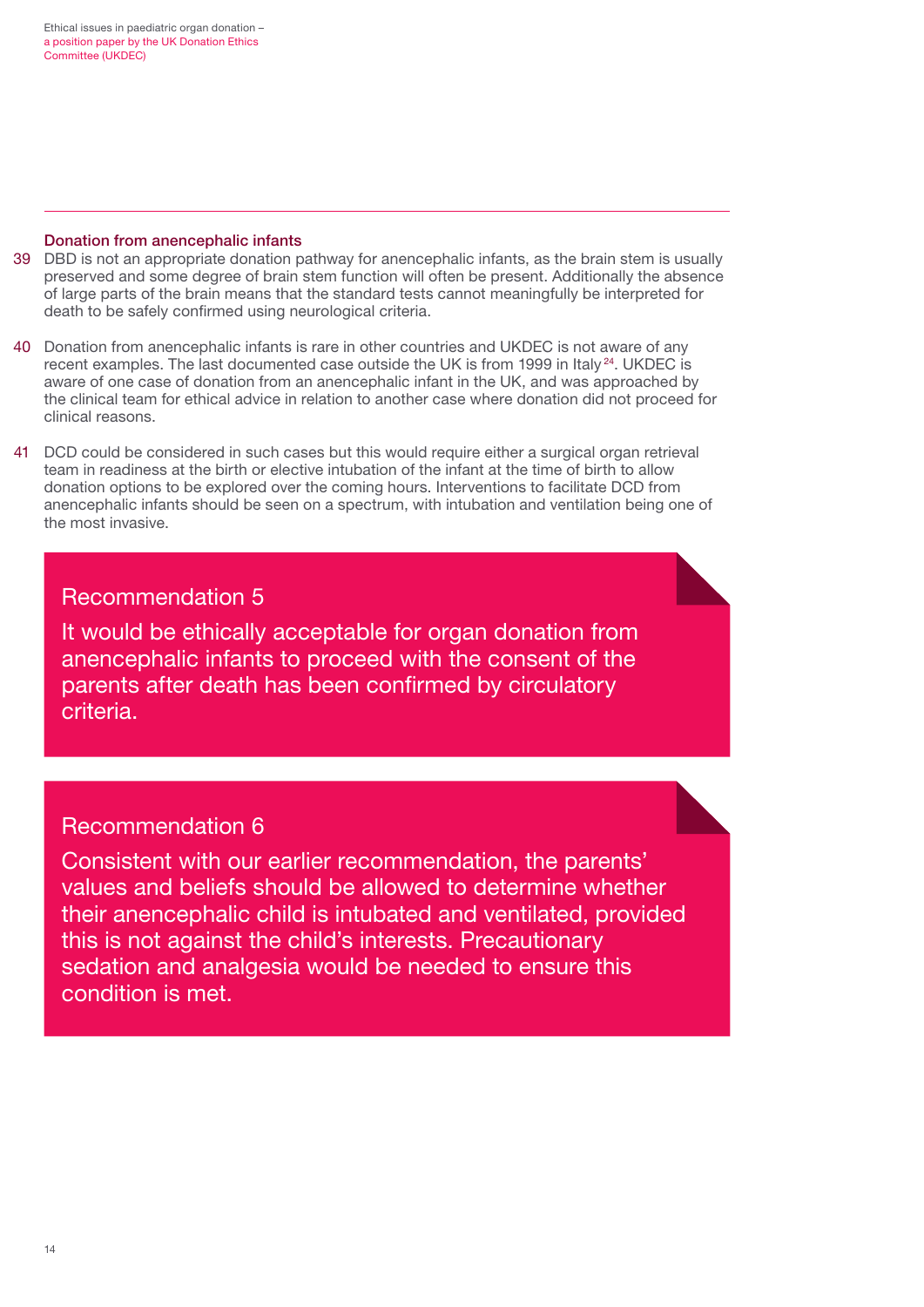### Donation from anencephalic infants

39 DBD is not an appropriate donation pathway for anencephalic infants, as the brain stem is usually preserved and some degree of brain stem function will often be present. Additionally the absence of large parts of the brain means that the standard tests cannot meaningfully be interpreted for death to be safely confirmed using neurological criteria.

40 Donation from anencephalic infants is rare in other countries and UKDEC is not aware of any recent examples. The last documented case outside the UK is from 1999 in Italy[24]. UKDEC is aware of one case of donation from an anencephalic infant in the UK, and was approached by the clinical team for ethical advice in relation to another case where donation did not proceed for clinical reasons.

41 DCD could be considered in such cases but this would require either a surgical organ retrieval team in readiness at the birth or elective intubation of the infant at the time of birth to allow donation options to be explored over the coming hours. Interventions to facilitate DCD from anencephalic infants should be seen on a spectrum, with intubation and ventilation being one of the most invasive.

> **Recommendation 5**
>
> It would be ethically acceptable for organ donation from anencephalic infants to proceed with the consent of the parents after death has been confirmed by circulatory criteria.

> **Recommendation 6**
>
> Consistent with our earlier recommendation, the parents' values and beliefs should be allowed to determine whether their anencephalic child is intubated and ventilated, provided this is not against the child's interests. Precautionary sedation and analgesia would be needed to ensure this condition is met.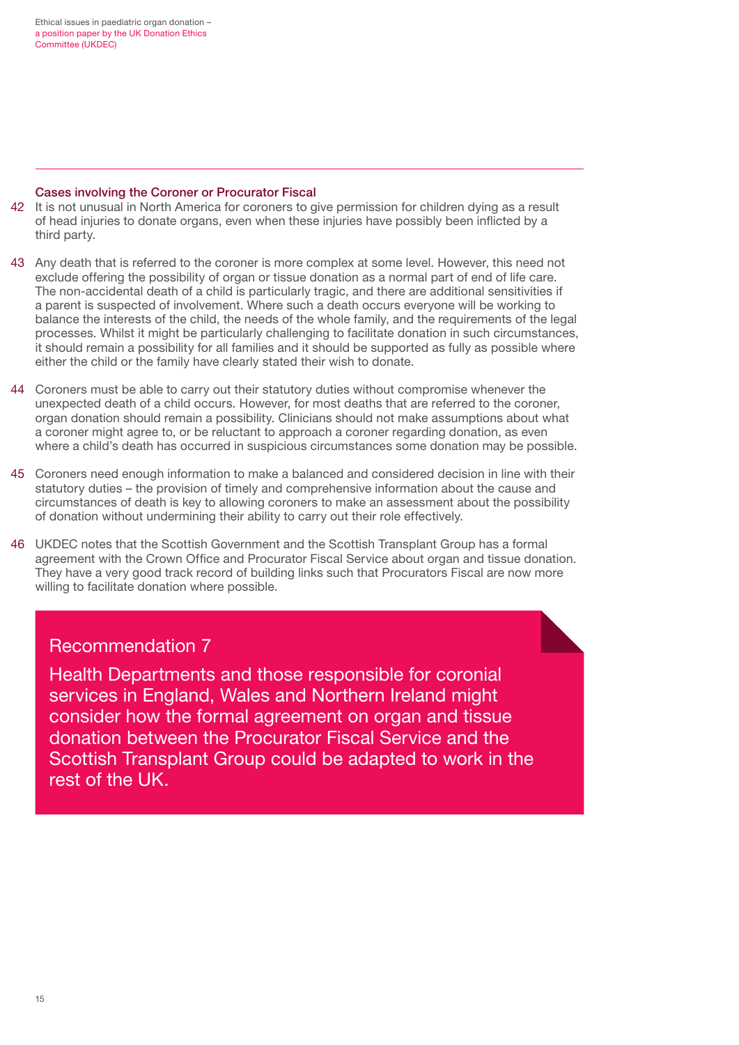## Cases involving the Coroner or Procurator Fiscal

42 It is not unusual in North America for coroners to give permission for children dying as a result of head injuries to donate organs, even when these injuries have possibly been inflicted by a third party.

43 Any death that is referred to the coroner is more complex at some level. However, this need not exclude offering the possibility of organ or tissue donation as a normal part of end of life care. The non-accidental death of a child is particularly tragic, and there are additional sensitivities if a parent is suspected of involvement. Where such a death occurs everyone will be working to balance the interests of the child, the needs of the whole family, and the requirements of the legal processes. Whilst it might be particularly challenging to facilitate donation in such circumstances, it should remain a possibility for all families and it should be supported as fully as possible where either the child or the family have clearly stated their wish to donate.

44 Coroners must be able to carry out their statutory duties without compromise whenever the unexpected death of a child occurs. However, for most deaths that are referred to the coroner, organ donation should remain a possibility. Clinicians should not make assumptions about what a coroner might agree to, or be reluctant to approach a coroner regarding donation, as even where a child's death has occurred in suspicious circumstances some donation may be possible.

45 Coroners need enough information to make a balanced and considered decision in line with their statutory duties – the provision of timely and comprehensive information about the cause and circumstances of death is key to allowing coroners to make an assessment about the possibility of donation without undermining their ability to carry out their role effectively.

46 UKDEC notes that the Scottish Government and the Scottish Transplant Group has a formal agreement with the Crown Office and Procurator Fiscal Service about organ and tissue donation. They have a very good track record of building links such that Procurators Fiscal are now more willing to facilitate donation where possible.

### Recommendation 7

Health Departments and those responsible for coronial services in England, Wales and Northern Ireland might consider how the formal agreement on organ and tissue donation between the Procurator Fiscal Service and the Scottish Transplant Group could be adapted to work in the rest of the UK.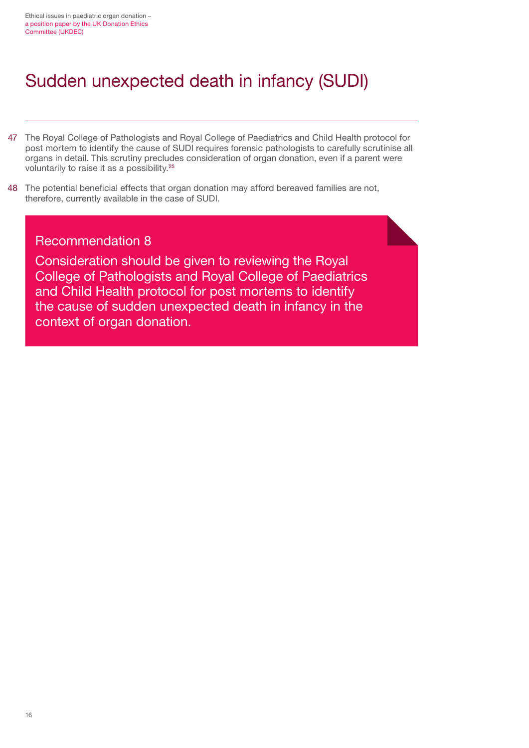# Sudden unexpected death in infancy (SUDI)

47 The Royal College of Pathologists and Royal College of Paediatrics and Child Health protocol for post mortem to identify the cause of SUDI requires forensic pathologists to carefully scrutinise all organs in detail. This scrutiny precludes consideration of organ donation, even if a parent were voluntarily to raise it as a possibility.[25]

48 The potential beneficial effects that organ donation may afford bereaved families are not, therefore, currently available in the case of SUDI.

## Recommendation 8

Consideration should be given to reviewing the Royal College of Pathologists and Royal College of Paediatrics and Child Health protocol for post mortems to identify the cause of sudden unexpected death in infancy in the context of organ donation.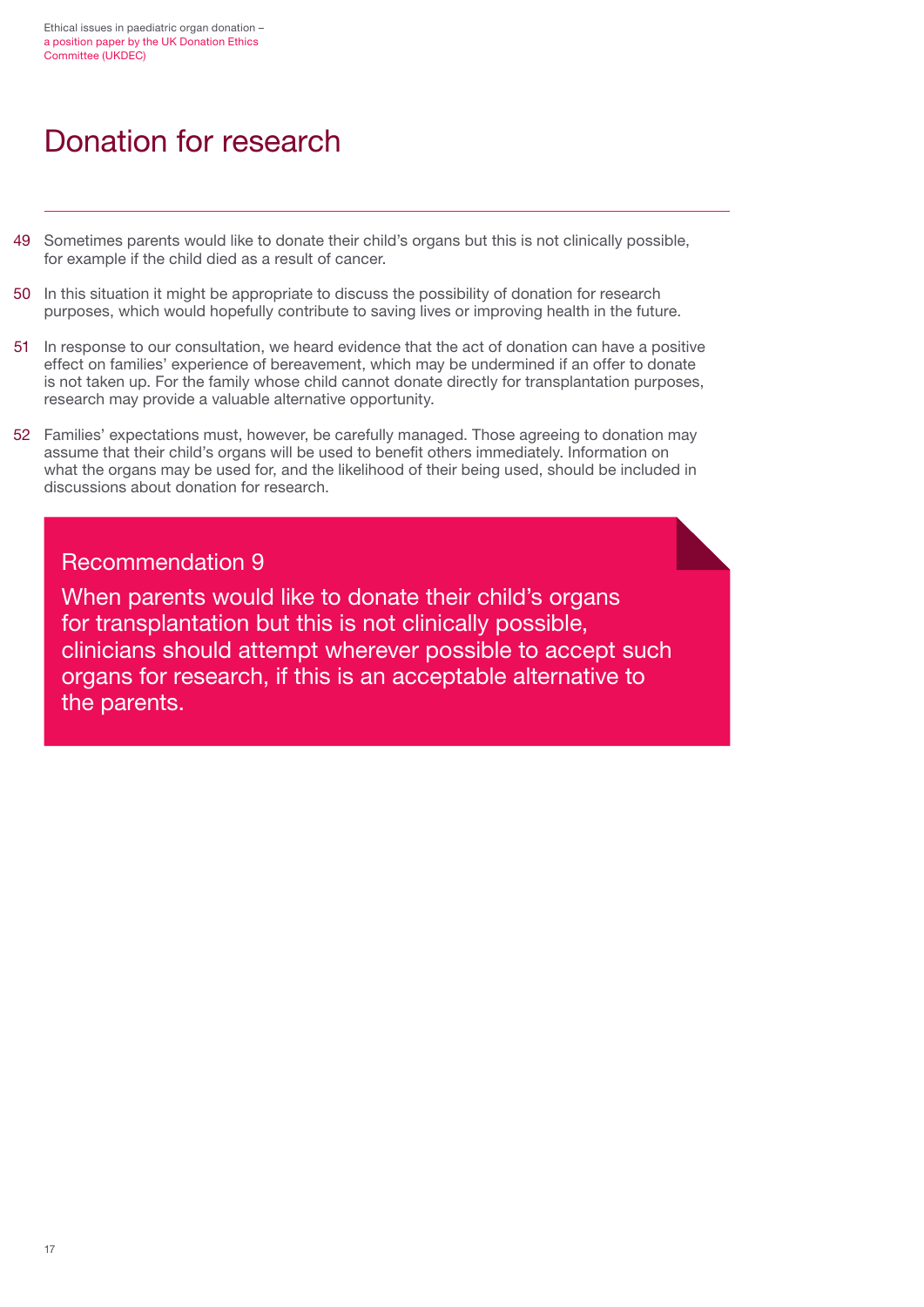# Donation for research

49 Sometimes parents would like to donate their child's organs but this is not clinically possible, for example if the child died as a result of cancer.

50 In this situation it might be appropriate to discuss the possibility of donation for research purposes, which would hopefully contribute to saving lives or improving health in the future.

51 In response to our consultation, we heard evidence that the act of donation can have a positive effect on families' experience of bereavement, which may be undermined if an offer to donate is not taken up. For the family whose child cannot donate directly for transplantation purposes, research may provide a valuable alternative opportunity.

52 Families' expectations must, however, be carefully managed. Those agreeing to donation may assume that their child's organs will be used to benefit others immediately. Information on what the organs may be used for, and the likelihood of their being used, should be included in discussions about donation for research.

## Recommendation 9

When parents would like to donate their child's organs for transplantation but this is not clinically possible, clinicians should attempt wherever possible to accept such organs for research, if this is an acceptable alternative to the parents.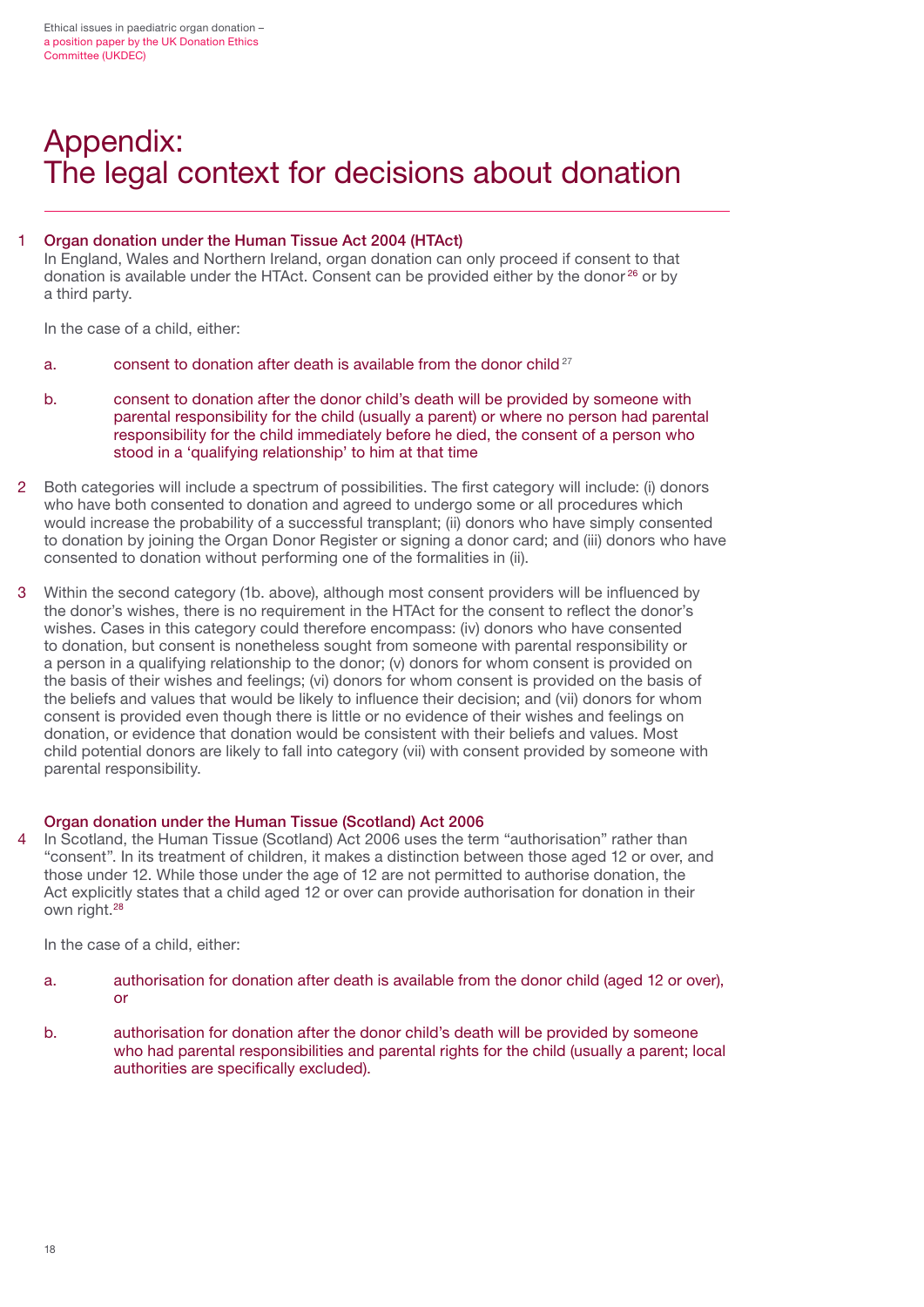# Appendix: The legal context for decisions about donation

1 **Organ donation under the Human Tissue Act 2004 (HTAct)**
In England, Wales and Northern Ireland, organ donation can only proceed if consent to that donation is available under the HTAct. Consent can be provided either by the donor[26] or by a third party.

In the case of a child, either:

a. consent to donation after death is available from the donor child[27]

b. consent to donation after the donor child's death will be provided by someone with parental responsibility for the child (usually a parent) or where no person had parental responsibility for the child immediately before he died, the consent of a person who stood in a 'qualifying relationship' to him at that time

2 Both categories will include a spectrum of possibilities. The first category will include: (i) donors who have both consented to donation and agreed to undergo some or all procedures which would increase the probability of a successful transplant; (ii) donors who have simply consented to donation by joining the Organ Donor Register or signing a donor card; and (iii) donors who have consented to donation without performing one of the formalities in (ii).

3 Within the second category (1b. above), although most consent providers will be influenced by the donor's wishes, there is no requirement in the HTAct for the consent to reflect the donor's wishes. Cases in this category could therefore encompass: (iv) donors who have consented to donation, but consent is nonetheless sought from someone with parental responsibility or a person in a qualifying relationship to the donor; (v) donors for whom consent is provided on the basis of their wishes and feelings; (vi) donors for whom consent is provided on the basis of the beliefs and values that would be likely to influence their decision; and (vii) donors for whom consent is provided even though there is little or no evidence of their wishes and feelings on donation, or evidence that donation would be consistent with their beliefs and values. Most child potential donors are likely to fall into category (vii) with consent provided by someone with parental responsibility.

**Organ donation under the Human Tissue (Scotland) Act 2006**

4 In Scotland, the Human Tissue (Scotland) Act 2006 uses the term "authorisation" rather than "consent". In its treatment of children, it makes a distinction between those aged 12 or over, and those under 12. While those under the age of 12 are not permitted to authorise donation, the Act explicitly states that a child aged 12 or over can provide authorisation for donation in their own right.[28]

In the case of a child, either:

a. authorisation for donation after death is available from the donor child (aged 12 or over), or

b. authorisation for donation after the donor child's death will be provided by someone who had parental responsibilities and parental rights for the child (usually a parent; local authorities are specifically excluded).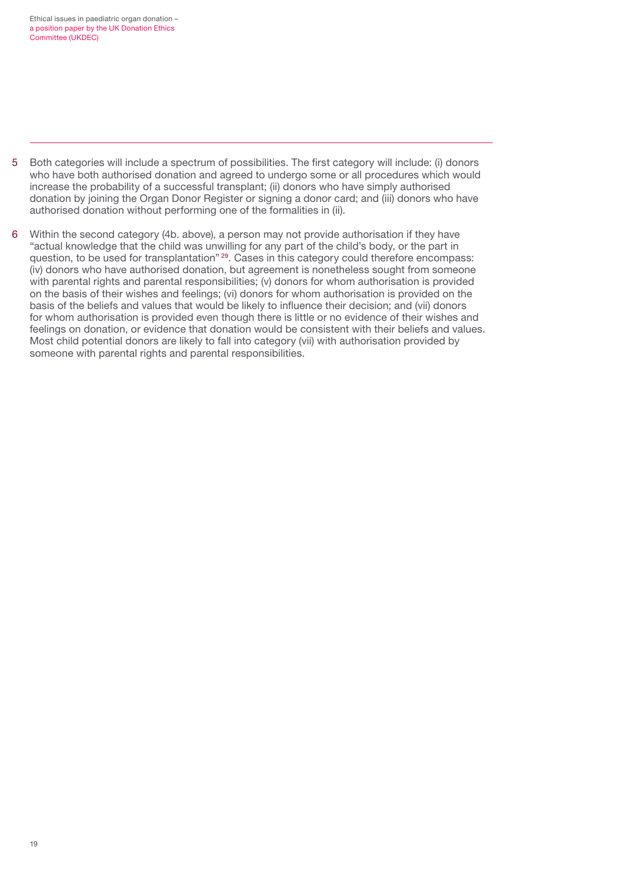5 Both categories will include a spectrum of possibilities. The first category will include: (i) donors who have both authorised donation and agreed to undergo some or all procedures which would increase the probability of a successful transplant; (ii) donors who have simply authorised donation by joining the Organ Donor Register or signing a donor card; and (iii) donors who have authorised donation without performing one of the formalities in (ii).

6 Within the second category (4b. above), a person may not provide authorisation if they have "actual knowledge that the child was unwilling for any part of the child's body, or the part in question, to be used for transplantation"[29]. Cases in this category could therefore encompass: (iv) donors who have authorised donation, but agreement is nonetheless sought from someone with parental rights and parental responsibilities; (v) donors for whom authorisation is provided on the basis of their wishes and feelings; (vi) donors for whom authorisation is provided on the basis of the beliefs and values that would be likely to influence their decision; and (vii) donors for whom authorisation is provided even though there is little or no evidence of their wishes and feelings on donation, or evidence that donation would be consistent with their beliefs and values. Most child potential donors are likely to fall into category (vii) with authorisation provided by someone with parental rights and parental responsibilities.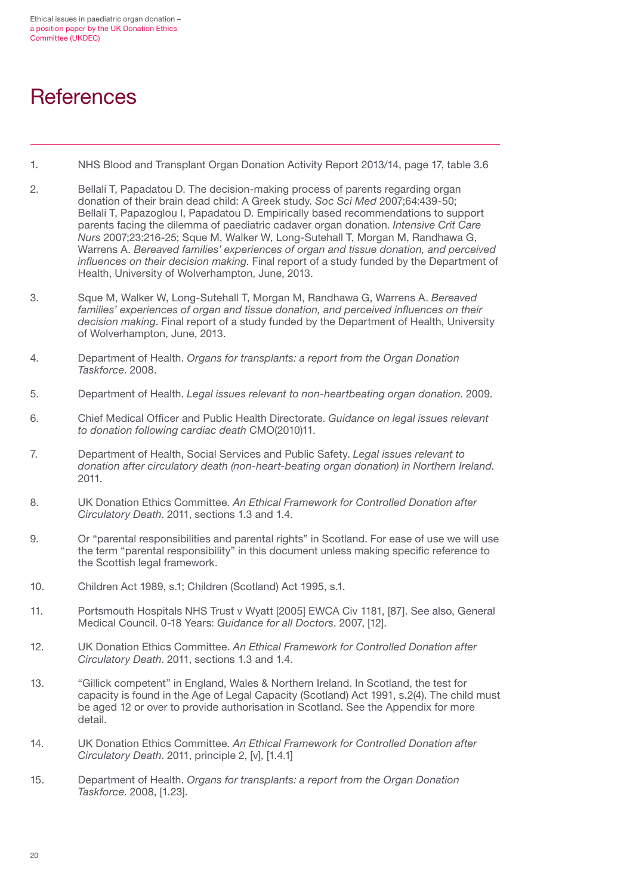# References

1. NHS Blood and Transplant Organ Donation Activity Report 2013/14, page 17, table 3.6

2. Bellali T, Papadatou D. The decision-making process of parents regarding organ donation of their brain dead child: A Greek study. *Soc Sci Med* 2007;64:439-50; Bellali T, Papazoglou I, Papadatou D. Empirically based recommendations to support parents facing the dilemma of paediatric cadaver organ donation. *Intensive Crit Care Nurs* 2007;23:216-25; Sque M, Walker W, Long-Sutehall T, Morgan M, Randhawa G, Warrens A. *Bereaved families' experiences of organ and tissue donation, and perceived influences on their decision making*. Final report of a study funded by the Department of Health, University of Wolverhampton, June, 2013.

3. Sque M, Walker W, Long-Sutehall T, Morgan M, Randhawa G, Warrens A. *Bereaved families' experiences of organ and tissue donation, and perceived influences on their decision making*. Final report of a study funded by the Department of Health, University of Wolverhampton, June, 2013.

4. Department of Health. *Organs for transplants: a report from the Organ Donation Taskforce*. 2008.

5. Department of Health. *Legal issues relevant to non-heartbeating organ donation*. 2009.

6. Chief Medical Officer and Public Health Directorate. *Guidance on legal issues relevant to donation following cardiac death* CMO(2010)11.

7. Department of Health, Social Services and Public Safety. *Legal issues relevant to donation after circulatory death (non-heart-beating organ donation) in Northern Ireland*. 2011.

8. UK Donation Ethics Committee. *An Ethical Framework for Controlled Donation after Circulatory Death*. 2011, sections 1.3 and 1.4.

9. Or "parental responsibilities and parental rights" in Scotland. For ease of use we will use the term "parental responsibility" in this document unless making specific reference to the Scottish legal framework.

10. Children Act 1989, s.1; Children (Scotland) Act 1995, s.1.

11. Portsmouth Hospitals NHS Trust v Wyatt [2005] EWCA Civ 1181, [87]. See also, General Medical Council. 0-18 Years: *Guidance for all Doctors*. 2007, [12].

12. UK Donation Ethics Committee. *An Ethical Framework for Controlled Donation after Circulatory Death*. 2011, sections 1.3 and 1.4.

13. "Gillick competent" in England, Wales & Northern Ireland. In Scotland, the test for capacity is found in the Age of Legal Capacity (Scotland) Act 1991, s.2(4). The child must be aged 12 or over to provide authorisation in Scotland. See the Appendix for more detail.

14. UK Donation Ethics Committee. *An Ethical Framework for Controlled Donation after Circulatory Death*. 2011, principle 2, [v], [1.4.1]

15. Department of Health. *Organs for transplants: a report from the Organ Donation Taskforce*. 2008, [1.23].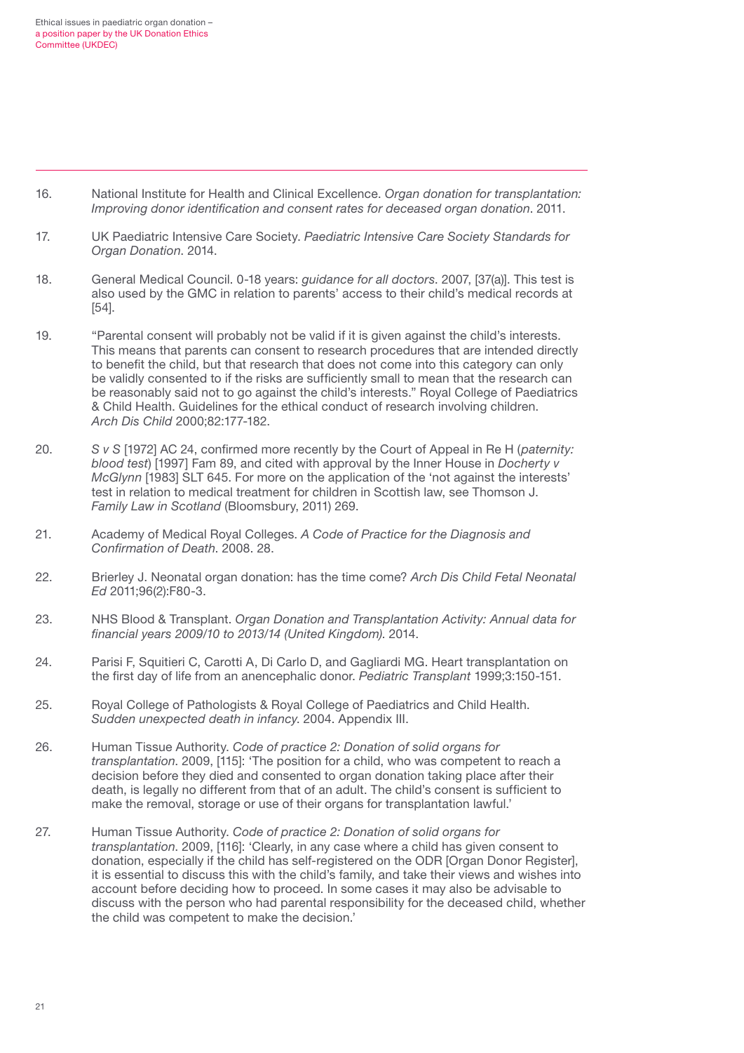16. National Institute for Health and Clinical Excellence. *Organ donation for transplantation: Improving donor identification and consent rates for deceased organ donation*. 2011.

17. UK Paediatric Intensive Care Society. *Paediatric Intensive Care Society Standards for Organ Donation*. 2014.

18. General Medical Council. 0-18 years: *guidance for all doctors*. 2007, [37(a)]. This test is also used by the GMC in relation to parents' access to their child's medical records at [54].

19. "Parental consent will probably not be valid if it is given against the child's interests. This means that parents can consent to research procedures that are intended directly to benefit the child, but that research that does not come into this category can only be validly consented to if the risks are sufficiently small to mean that the research can be reasonably said not to go against the child's interests." Royal College of Paediatrics & Child Health. Guidelines for the ethical conduct of research involving children. *Arch Dis Child* 2000;82:177-182.

20. *S v S* [1972] AC 24, confirmed more recently by the Court of Appeal in Re H (*paternity: blood test*) [1997] Fam 89, and cited with approval by the Inner House in *Docherty v McGlynn* [1983] SLT 645. For more on the application of the 'not against the interests' test in relation to medical treatment for children in Scottish law, see Thomson J. *Family Law in Scotland* (Bloomsbury, 2011) 269.

21. Academy of Medical Royal Colleges. *A Code of Practice for the Diagnosis and Confirmation of Death*. 2008. 28.

22. Brierley J. Neonatal organ donation: has the time come? *Arch Dis Child Fetal Neonatal Ed* 2011;96(2):F80-3.

23. NHS Blood & Transplant. *Organ Donation and Transplantation Activity: Annual data for financial years 2009/10 to 2013/14 (United Kingdom)*. 2014.

24. Parisi F, Squitieri C, Carotti A, Di Carlo D, and Gagliardi MG. Heart transplantation on the first day of life from an anencephalic donor. *Pediatric Transplant* 1999;3:150-151.

25. Royal College of Pathologists & Royal College of Paediatrics and Child Health. *Sudden unexpected death in infancy*. 2004. Appendix III.

26. Human Tissue Authority. *Code of practice 2: Donation of solid organs for transplantation*. 2009, [115]: 'The position for a child, who was competent to reach a decision before they died and consented to organ donation taking place after their death, is legally no different from that of an adult. The child's consent is sufficient to make the removal, storage or use of their organs for transplantation lawful.'

27. Human Tissue Authority. *Code of practice 2: Donation of solid organs for transplantation*. 2009, [116]: 'Clearly, in any case where a child has given consent to donation, especially if the child has self-registered on the ODR [Organ Donor Register], it is essential to discuss this with the child's family, and take their views and wishes into account before deciding how to proceed. In some cases it may also be advisable to discuss with the person who had parental responsibility for the deceased child, whether the child was competent to make the decision.'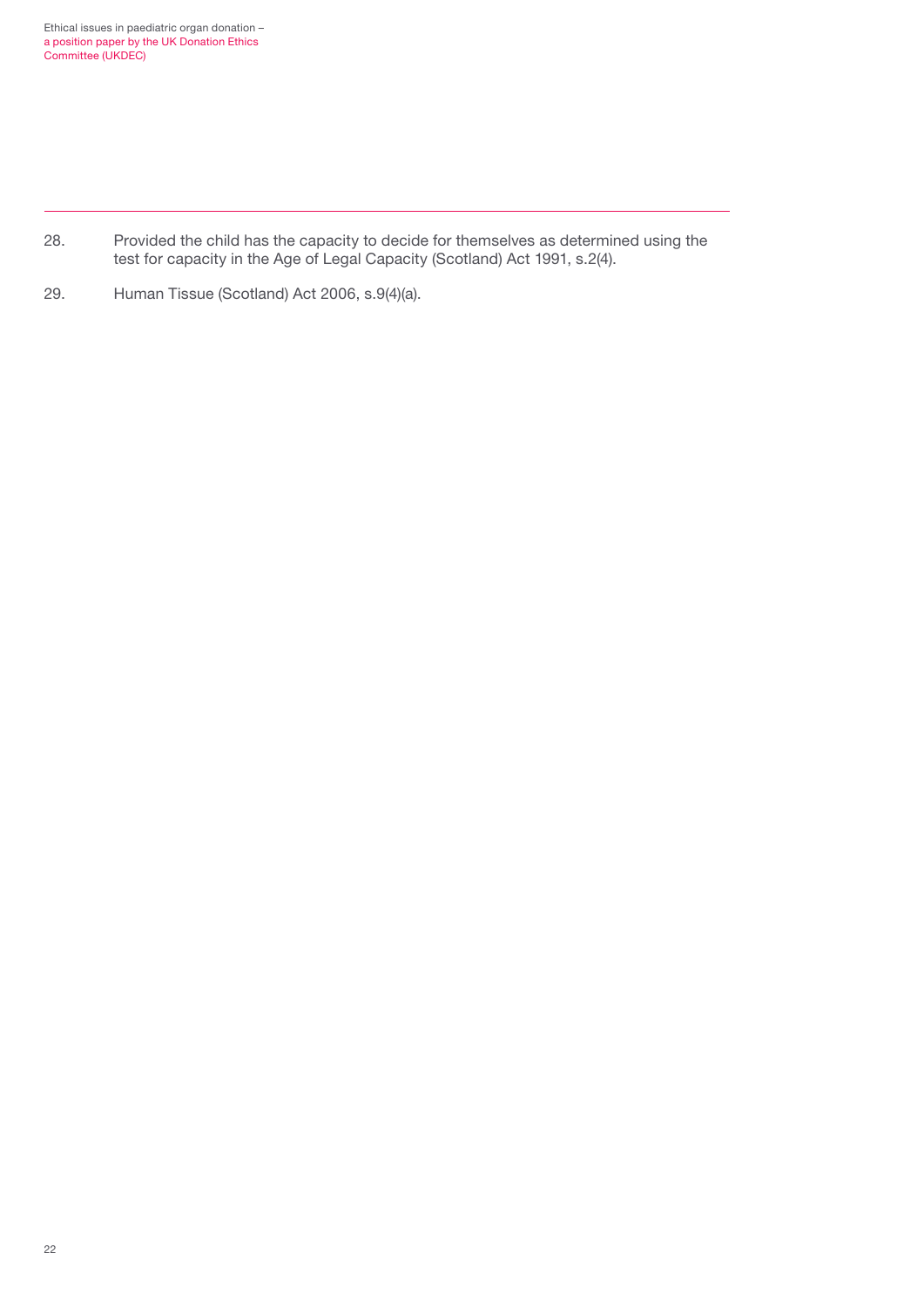28. Provided the child has the capacity to decide for themselves as determined using the test for capacity in the Age of Legal Capacity (Scotland) Act 1991, s.2(4).

29. Human Tissue (Scotland) Act 2006, s.9(4)(a).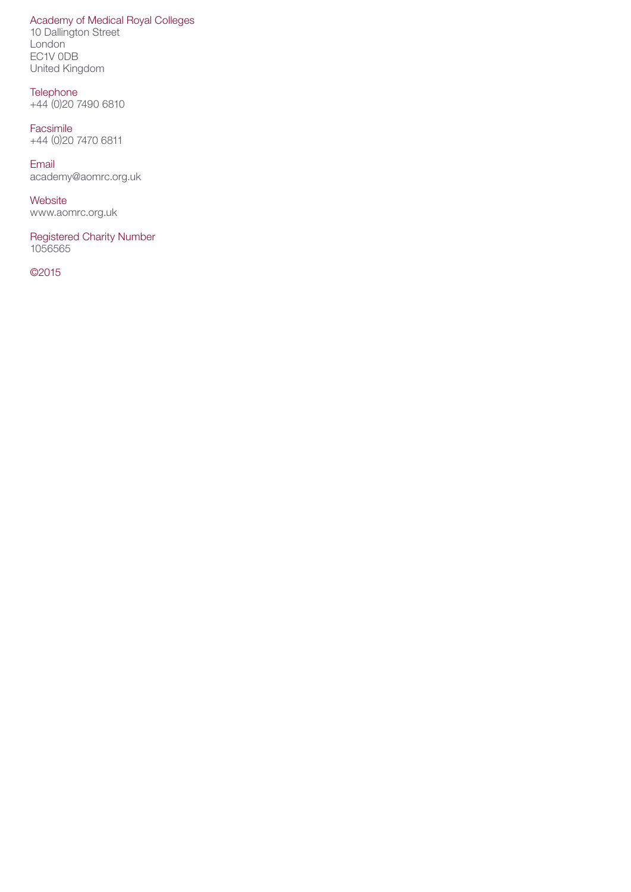Academy of Medical Royal Colleges
10 Dallington Street
London
EC1V 0DB
United Kingdom

Telephone
+44 (0)20 7490 6810

Facsimile
+44 (0)20 7470 6811

Email
academy@aomrc.org.uk

Website
www.aomrc.org.uk

Registered Charity Number
1056565

©2015